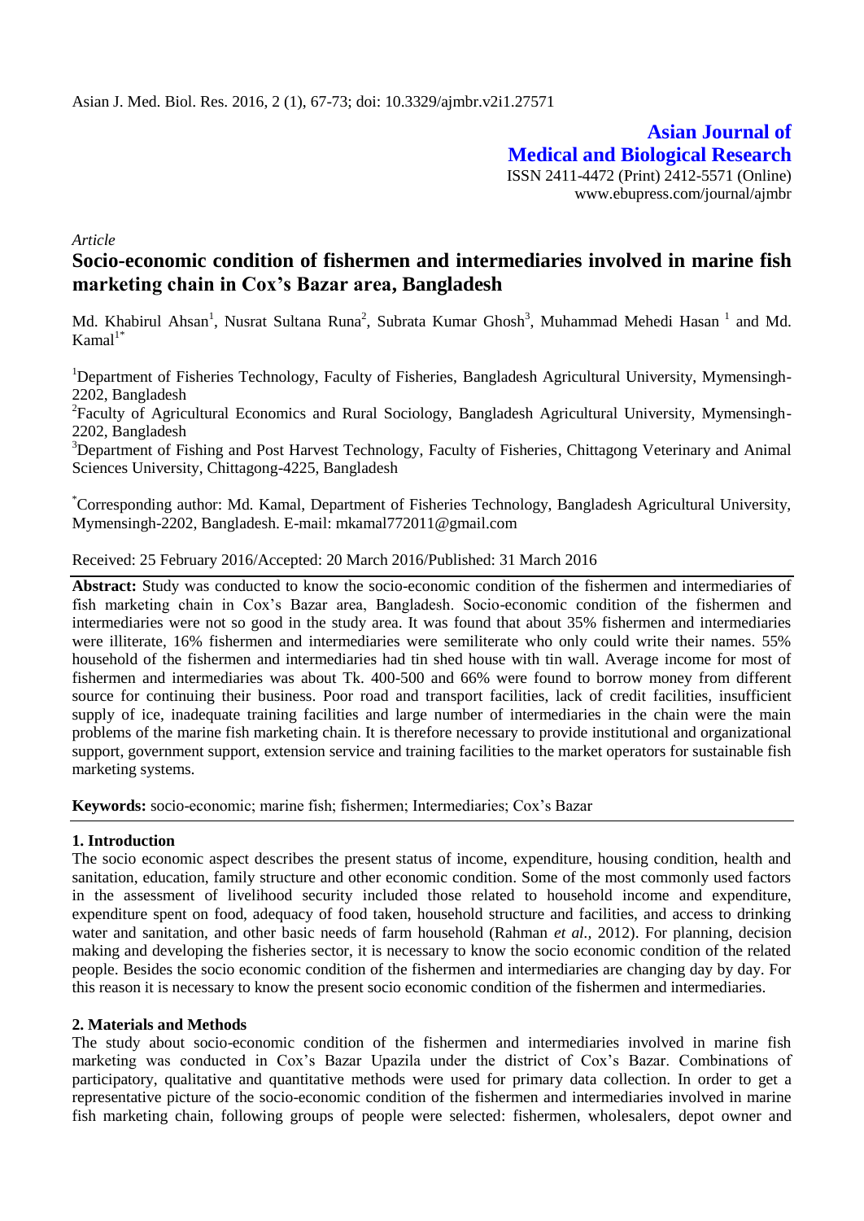Asian J. Med. Biol. Res. 2016, 2 (1), 67-73; doi: 10.3329/ajmbr.v2i1.27571

**Asian Journal of Medical and Biological Research**

ISSN 2411-4472 (Print) 2412-5571 (Online)
www.ebupress.com/journal/ajmbr

*Article*

# Socio-economic condition of fishermen and intermediaries involved in marine fish marketing chain in Cox's Bazar area, Bangladesh

Md. Khabirul Ahsan[1], Nusrat Sultana Runa[2], Subrata Kumar Ghosh[3], Muhammad Mehedi Hasan [1] and Md. Kamal[1*]

[1]Department of Fisheries Technology, Faculty of Fisheries, Bangladesh Agricultural University, Mymensingh-2202, Bangladesh

[2]Faculty of Agricultural Economics and Rural Sociology, Bangladesh Agricultural University, Mymensingh-2202, Bangladesh

[3]Department of Fishing and Post Harvest Technology, Faculty of Fisheries, Chittagong Veterinary and Animal Sciences University, Chittagong-4225, Bangladesh

[*]Corresponding author: Md. Kamal, Department of Fisheries Technology, Bangladesh Agricultural University, Mymensingh-2202, Bangladesh. E-mail: mkamal772011@gmail.com

Received: 25 February 2016/Accepted: 20 March 2016/Published: 31 March 2016

**Abstract:** Study was conducted to know the socio-economic condition of the fishermen and intermediaries of fish marketing chain in Cox's Bazar area, Bangladesh. Socio-economic condition of the fishermen and intermediaries were not so good in the study area. It was found that about 35% fishermen and intermediaries were illiterate, 16% fishermen and intermediaries were semiliterate who only could write their names. 55% household of the fishermen and intermediaries had tin shed house with tin wall. Average income for most of fishermen and intermediaries was about Tk. 400-500 and 66% were found to borrow money from different source for continuing their business. Poor road and transport facilities, lack of credit facilities, insufficient supply of ice, inadequate training facilities and large number of intermediaries in the chain were the main problems of the marine fish marketing chain. It is therefore necessary to provide institutional and organizational support, government support, extension service and training facilities to the market operators for sustainable fish marketing systems.

**Keywords:** socio-economic; marine fish; fishermen; Intermediaries; Cox's Bazar

## 1. Introduction

The socio economic aspect describes the present status of income, expenditure, housing condition, health and sanitation, education, family structure and other economic condition. Some of the most commonly used factors in the assessment of livelihood security included those related to household income and expenditure, expenditure spent on food, adequacy of food taken, household structure and facilities, and access to drinking water and sanitation, and other basic needs of farm household (Rahman *et al.,* 2012). For planning, decision making and developing the fisheries sector, it is necessary to know the socio economic condition of the related people. Besides the socio economic condition of the fishermen and intermediaries are changing day by day. For this reason it is necessary to know the present socio economic condition of the fishermen and intermediaries.

## 2. Materials and Methods

The study about socio-economic condition of the fishermen and intermediaries involved in marine fish marketing was conducted in Cox's Bazar Upazila under the district of Cox's Bazar. Combinations of participatory, qualitative and quantitative methods were used for primary data collection. In order to get a representative picture of the socio-economic condition of the fishermen and intermediaries involved in marine fish marketing chain, following groups of people were selected: fishermen, wholesalers, depot owner and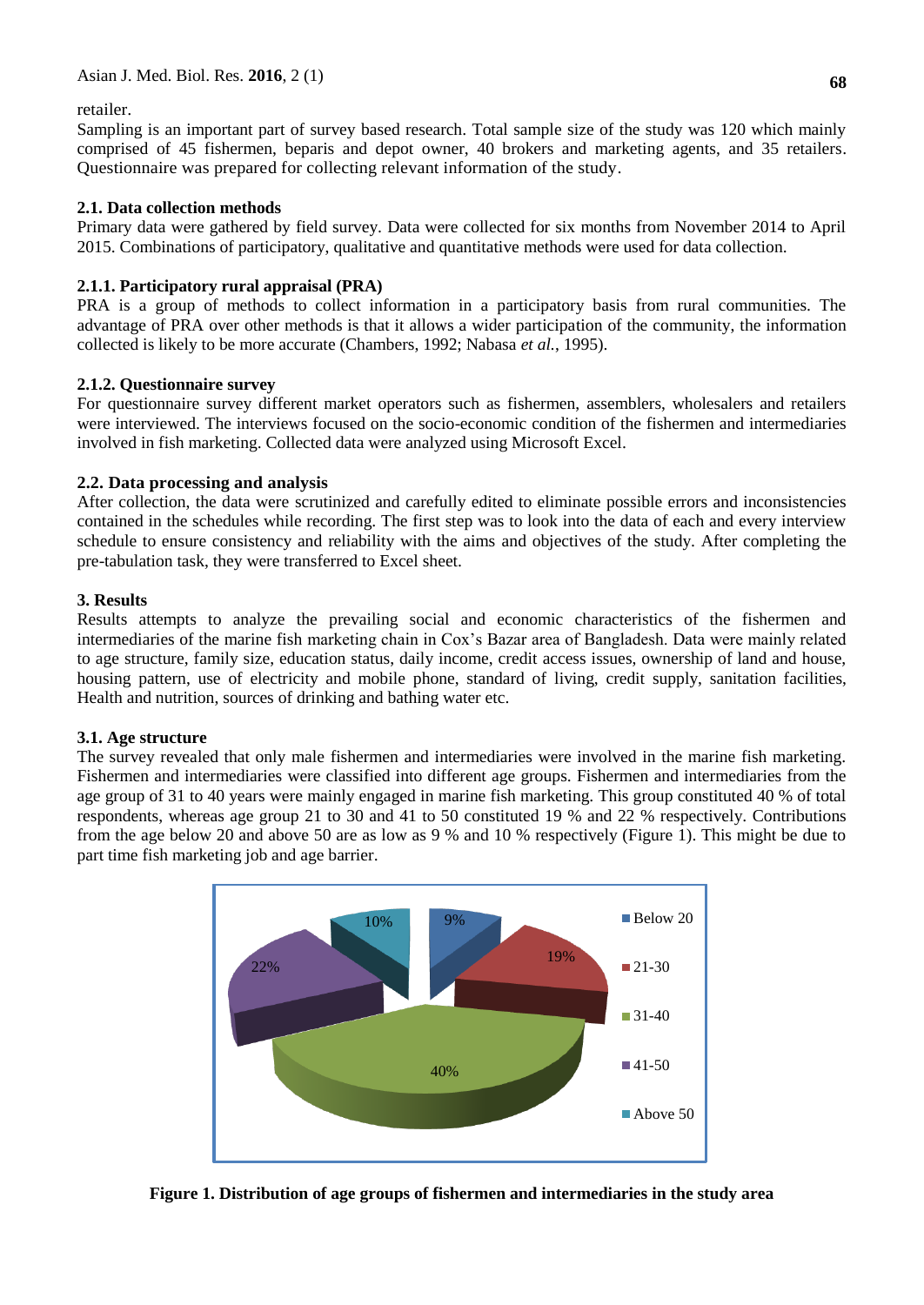retailer.

Sampling is an important part of survey based research. Total sample size of the study was 120 which mainly comprised of 45 fishermen, beparis and depot owner, 40 brokers and marketing agents, and 35 retailers. Questionnaire was prepared for collecting relevant information of the study.

### 2.1. Data collection methods

Primary data were gathered by field survey. Data were collected for six months from November 2014 to April 2015. Combinations of participatory, qualitative and quantitative methods were used for data collection.

#### 2.1.1. Participatory rural appraisal (PRA)

PRA is a group of methods to collect information in a participatory basis from rural communities. The advantage of PRA over other methods is that it allows a wider participation of the community, the information collected is likely to be more accurate (Chambers, 1992; Nabasa *et al.*, 1995).

#### 2.1.2. Questionnaire survey

For questionnaire survey different market operators such as fishermen, assemblers, wholesalers and retailers were interviewed. The interviews focused on the socio-economic condition of the fishermen and intermediaries involved in fish marketing. Collected data were analyzed using Microsoft Excel.

### 2.2. Data processing and analysis

After collection, the data were scrutinized and carefully edited to eliminate possible errors and inconsistencies contained in the schedules while recording. The first step was to look into the data of each and every interview schedule to ensure consistency and reliability with the aims and objectives of the study. After completing the pre-tabulation task, they were transferred to Excel sheet.

## 3. Results

Results attempts to analyze the prevailing social and economic characteristics of the fishermen and intermediaries of the marine fish marketing chain in Cox's Bazar area of Bangladesh. Data were mainly related to age structure, family size, education status, daily income, credit access issues, ownership of land and house, housing pattern, use of electricity and mobile phone, standard of living, credit supply, sanitation facilities, Health and nutrition, sources of drinking and bathing water etc.

### 3.1. Age structure

The survey revealed that only male fishermen and intermediaries were involved in the marine fish marketing. Fishermen and intermediaries were classified into different age groups. Fishermen and intermediaries from the age group of 31 to 40 years were mainly engaged in marine fish marketing. This group constituted 40 % of total respondents, whereas age group 21 to 30 and 41 to 50 constituted 19 % and 22 % respectively. Contributions from the age below 20 and above 50 are as low as 9 % and 10 % respectively (Figure 1). This might be due to part time fish marketing job and age barrier.

**Figure 1. Distribution of age groups of fishermen and intermediaries in the study area**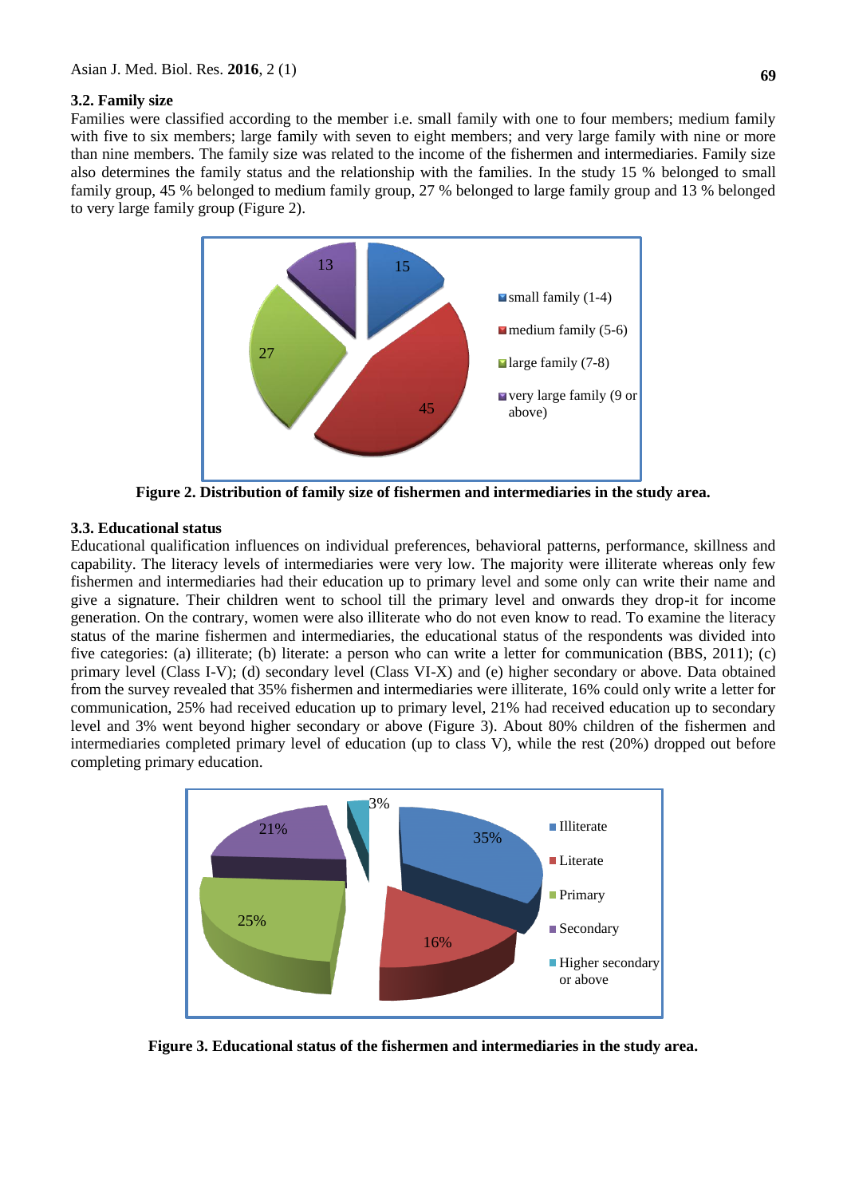### 3.2. Family size

Families were classified according to the member i.e. small family with one to four members; medium family with five to six members; large family with seven to eight members; and very large family with nine or more than nine members. The family size was related to the income of the fishermen and intermediaries. Family size also determines the family status and the relationship with the families. In the study 15 % belonged to small family group, 45 % belonged to medium family group, 27 % belonged to large family group and 13 % belonged to very large family group (Figure 2).

**Figure 2. Distribution of family size of fishermen and intermediaries in the study area.**

### 3.3. Educational status

Educational qualification influences on individual preferences, behavioral patterns, performance, skillness and capability. The literacy levels of intermediaries were very low. The majority were illiterate whereas only few fishermen and intermediaries had their education up to primary level and some only can write their name and give a signature. Their children went to school till the primary level and onwards they drop-it for income generation. On the contrary, women were also illiterate who do not even know to read. To examine the literacy status of the marine fishermen and intermediaries, the educational status of the respondents was divided into five categories: (a) illiterate; (b) literate: a person who can write a letter for communication (BBS, 2011); (c) primary level (Class I-V); (d) secondary level (Class VI-X) and (e) higher secondary or above. Data obtained from the survey revealed that 35% fishermen and intermediaries were illiterate, 16% could only write a letter for communication, 25% had received education up to primary level, 21% had received education up to secondary level and 3% went beyond higher secondary or above (Figure 3). About 80% children of the fishermen and intermediaries completed primary level of education (up to class V), while the rest (20%) dropped out before completing primary education.

**Figure 3. Educational status of the fishermen and intermediaries in the study area.**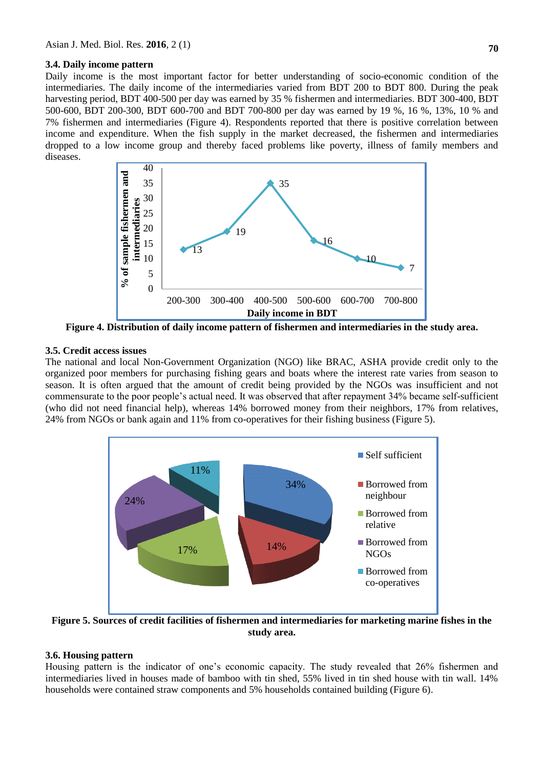### 3.4. Daily income pattern

Daily income is the most important factor for better understanding of socio-economic condition of the intermediaries. The daily income of the intermediaries varied from BDT 200 to BDT 800. During the peak harvesting period, BDT 400-500 per day was earned by 35 % fishermen and intermediaries. BDT 300-400, BDT 500-600, BDT 200-300, BDT 600-700 and BDT 700-800 per day was earned by 19 %, 16 %, 13%, 10 % and 7% fishermen and intermediaries (Figure 4). Respondents reported that there is positive correlation between income and expenditure. When the fish supply in the market decreased, the fishermen and intermediaries dropped to a low income group and thereby faced problems like poverty, illness of family members and diseases.

**Figure 4. Distribution of daily income pattern of fishermen and intermediaries in the study area.**

### 3.5. Credit access issues

The national and local Non-Government Organization (NGO) like BRAC, ASHA provide credit only to the organized poor members for purchasing fishing gears and boats where the interest rate varies from season to season. It is often argued that the amount of credit being provided by the NGOs was insufficient and not commensurate to the poor people's actual need. It was observed that after repayment 34% became self-sufficient (who did not need financial help), whereas 14% borrowed money from their neighbors, 17% from relatives, 24% from NGOs or bank again and 11% from co-operatives for their fishing business (Figure 5).

**Figure 5. Sources of credit facilities of fishermen and intermediaries for marketing marine fishes in the study area.**

### 3.6. Housing pattern

Housing pattern is the indicator of one's economic capacity. The study revealed that 26% fishermen and intermediaries lived in houses made of bamboo with tin shed, 55% lived in tin shed house with tin wall. 14% households were contained straw components and 5% households contained building (Figure 6).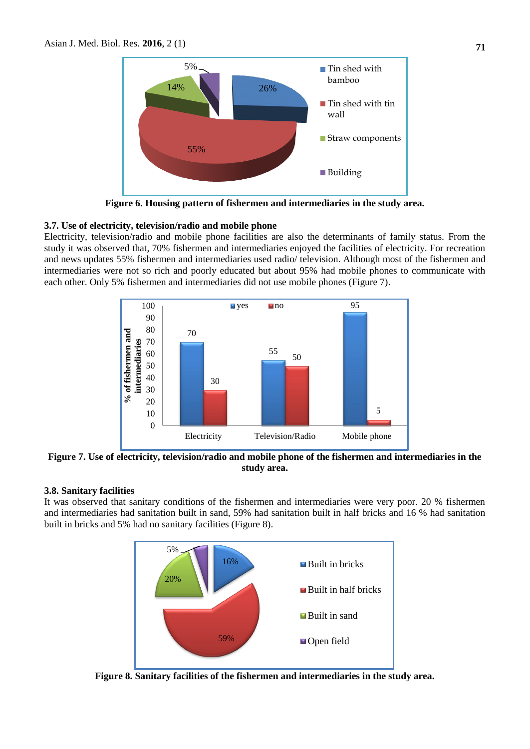Figure 6. Housing pattern of fishermen and intermediaries in the study area.

### 3.7. Use of electricity, television/radio and mobile phone

Electricity, television/radio and mobile phone facilities are also the determinants of family status. From the study it was observed that, 70% fishermen and intermediaries enjoyed the facilities of electricity. For recreation and news updates 55% fishermen and intermediaries used radio/ television. Although most of the fishermen and intermediaries were not so rich and poorly educated but about 95% had mobile phones to communicate with each other. Only 5% fishermen and intermediaries did not use mobile phones (Figure 7).

**Figure 7. Use of electricity, television/radio and mobile phone of the fishermen and intermediaries in the study area.**

### 3.8. Sanitary facilities

It was observed that sanitary conditions of the fishermen and intermediaries were very poor. 20 % fishermen and intermediaries had sanitation built in sand, 59% had sanitation built in half bricks and 16 % had sanitation built in bricks and 5% had no sanitary facilities (Figure 8).

**Figure 8. Sanitary facilities of the fishermen and intermediaries in the study area.**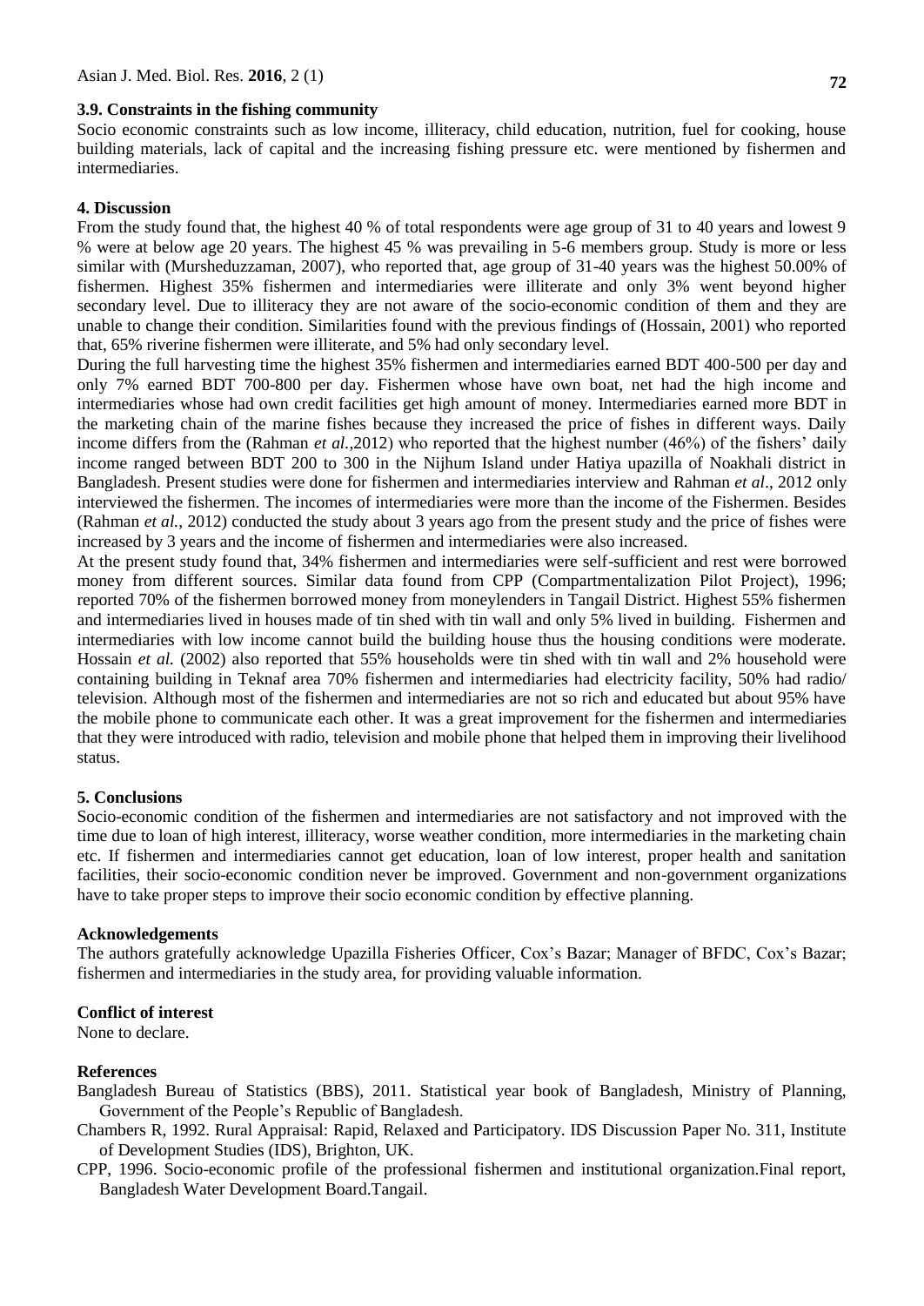### 3.9. Constraints in the fishing community

Socio economic constraints such as low income, illiteracy, child education, nutrition, fuel for cooking, house building materials, lack of capital and the increasing fishing pressure etc. were mentioned by fishermen and intermediaries.

## 4. Discussion

From the study found that, the highest 40 % of total respondents were age group of 31 to 40 years and lowest 9 % were at below age 20 years. The highest 45 % was prevailing in 5-6 members group. Study is more or less similar with (Mursheduzzaman, 2007), who reported that, age group of 31-40 years was the highest 50.00% of fishermen. Highest 35% fishermen and intermediaries were illiterate and only 3% went beyond higher secondary level. Due to illiteracy they are not aware of the socio-economic condition of them and they are unable to change their condition. Similarities found with the previous findings of (Hossain, 2001) who reported that, 65% riverine fishermen were illiterate, and 5% had only secondary level.

During the full harvesting time the highest 35% fishermen and intermediaries earned BDT 400-500 per day and only 7% earned BDT 700-800 per day. Fishermen whose have own boat, net had the high income and intermediaries whose had own credit facilities get high amount of money. Intermediaries earned more BDT in the marketing chain of the marine fishes because they increased the price of fishes in different ways. Daily income differs from the (Rahman *et al.*,2012) who reported that the highest number (46%) of the fishers' daily income ranged between BDT 200 to 300 in the Nijhum Island under Hatiya upazilla of Noakhali district in Bangladesh. Present studies were done for fishermen and intermediaries interview and Rahman *et al*., 2012 only interviewed the fishermen. The incomes of intermediaries were more than the income of the Fishermen. Besides (Rahman *et al.*, 2012) conducted the study about 3 years ago from the present study and the price of fishes were increased by 3 years and the income of fishermen and intermediaries were also increased.

At the present study found that, 34% fishermen and intermediaries were self-sufficient and rest were borrowed money from different sources. Similar data found from CPP (Compartmentalization Pilot Project), 1996; reported 70% of the fishermen borrowed money from moneylenders in Tangail District. Highest 55% fishermen and intermediaries lived in houses made of tin shed with tin wall and only 5% lived in building. Fishermen and intermediaries with low income cannot build the building house thus the housing conditions were moderate. Hossain *et al.* (2002) also reported that 55% households were tin shed with tin wall and 2% household were containing building in Teknaf area 70% fishermen and intermediaries had electricity facility, 50% had radio/ television. Although most of the fishermen and intermediaries are not so rich and educated but about 95% have the mobile phone to communicate each other. It was a great improvement for the fishermen and intermediaries that they were introduced with radio, television and mobile phone that helped them in improving their livelihood status.

## 5. Conclusions

Socio-economic condition of the fishermen and intermediaries are not satisfactory and not improved with the time due to loan of high interest, illiteracy, worse weather condition, more intermediaries in the marketing chain etc. If fishermen and intermediaries cannot get education, loan of low interest, proper health and sanitation facilities, their socio-economic condition never be improved. Government and non-government organizations have to take proper steps to improve their socio economic condition by effective planning.

## Acknowledgements

The authors gratefully acknowledge Upazilla Fisheries Officer, Cox's Bazar; Manager of BFDC, Cox's Bazar; fishermen and intermediaries in the study area, for providing valuable information.

## Conflict of interest

None to declare.

## References

Bangladesh Bureau of Statistics (BBS), 2011. Statistical year book of Bangladesh, Ministry of Planning, Government of the People's Republic of Bangladesh.

Chambers R, 1992. Rural Appraisal: Rapid, Relaxed and Participatory. IDS Discussion Paper No. 311, Institute of Development Studies (IDS), Brighton, UK.

CPP, 1996. Socio-economic profile of the professional fishermen and institutional organization.Final report, Bangladesh Water Development Board.Tangail.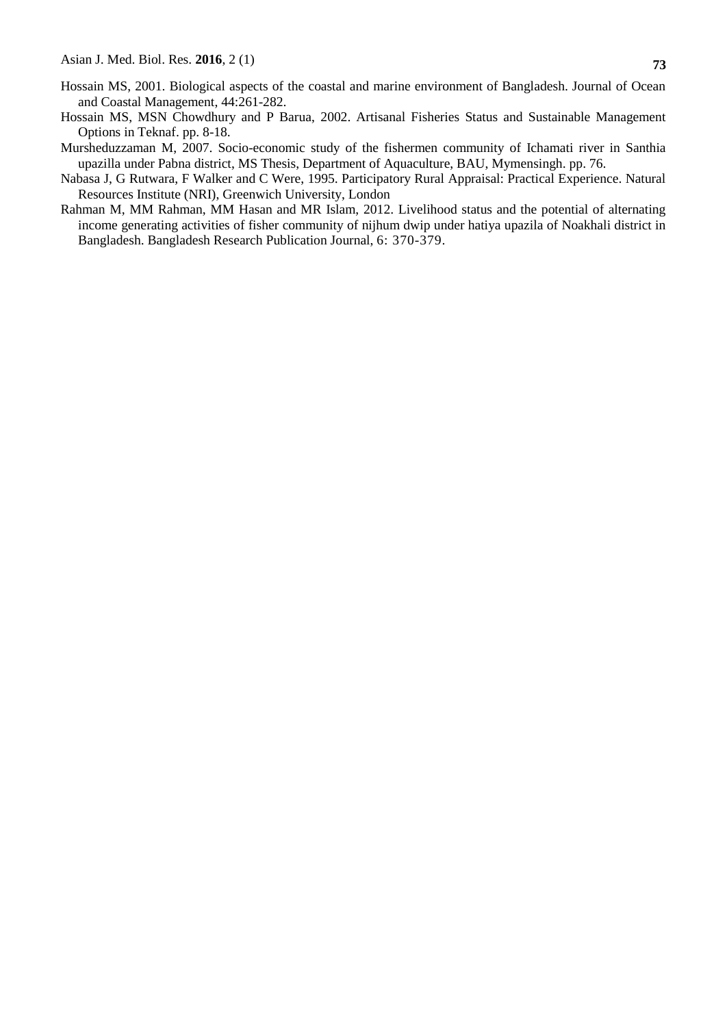Hossain MS, 2001. Biological aspects of the coastal and marine environment of Bangladesh. Journal of Ocean and Coastal Management, 44:261-282.

Hossain MS, MSN Chowdhury and P Barua, 2002. Artisanal Fisheries Status and Sustainable Management Options in Teknaf. pp. 8-18.

Mursheduzzaman M, 2007. Socio-economic study of the fishermen community of Ichamati river in Santhia upazilla under Pabna district, MS Thesis, Department of Aquaculture, BAU, Mymensingh. pp. 76.

Nabasa J, G Rutwara, F Walker and C Were, 1995. Participatory Rural Appraisal: Practical Experience. Natural Resources Institute (NRI), Greenwich University, London

Rahman M, MM Rahman, MM Hasan and MR Islam, 2012. Livelihood status and the potential of alternating income generating activities of fisher community of nijhum dwip under hatiya upazila of Noakhali district in Bangladesh. Bangladesh Research Publication Journal, 6: 370-379.